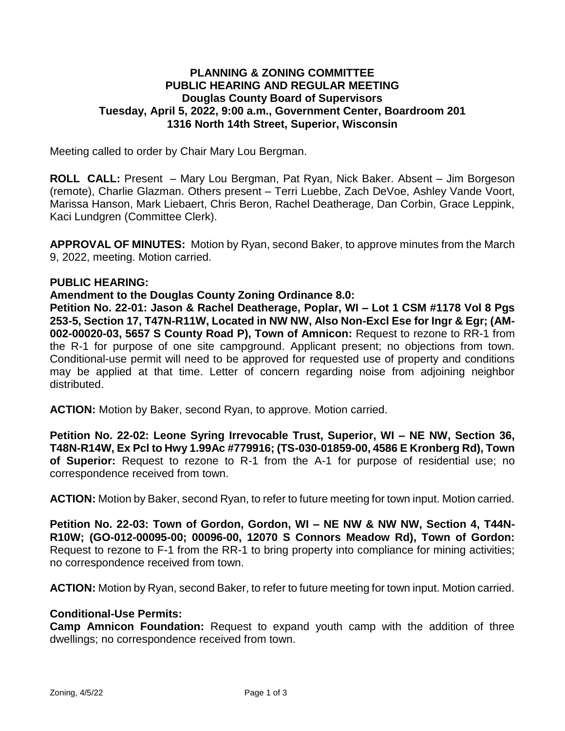**PLANNING & ZONING COMMITTEE**
**PUBLIC HEARING AND REGULAR MEETING**
**Douglas County Board of Supervisors**
**Tuesday, April 5, 2022, 9:00 a.m., Government Center, Boardroom 201**
**1316 North 14th Street, Superior, Wisconsin**

Meeting called to order by Chair Mary Lou Bergman.

**ROLL CALL:** Present – Mary Lou Bergman, Pat Ryan, Nick Baker. Absent – Jim Borgeson (remote), Charlie Glazman. Others present – Terri Luebbe, Zach DeVoe, Ashley Vande Voort, Marissa Hanson, Mark Liebaert, Chris Beron, Rachel Deatherage, Dan Corbin, Grace Leppink, Kaci Lundgren (Committee Clerk).

**APPROVAL OF MINUTES:** Motion by Ryan, second Baker, to approve minutes from the March 9, 2022, meeting. Motion carried.

**PUBLIC HEARING:**

**Amendment to the Douglas County Zoning Ordinance 8.0:**

**Petition No. 22-01: Jason & Rachel Deatherage, Poplar, WI – Lot 1 CSM #1178 Vol 8 Pgs 253-5, Section 17, T47N-R11W, Located in NW NW, Also Non-Excl Ese for Ingr & Egr; (AM-002-00020-03, 5657 S County Road P), Town of Amnicon:** Request to rezone to RR-1 from the R-1 for purpose of one site campground. Applicant present; no objections from town. Conditional-use permit will need to be approved for requested use of property and conditions may be applied at that time. Letter of concern regarding noise from adjoining neighbor distributed.

**ACTION:** Motion by Baker, second Ryan, to approve. Motion carried.

**Petition No. 22-02: Leone Syring Irrevocable Trust, Superior, WI – NE NW, Section 36, T48N-R14W, Ex Pcl to Hwy 1.99Ac #779916; (TS-030-01859-00, 4586 E Kronberg Rd), Town of Superior:** Request to rezone to R-1 from the A-1 for purpose of residential use; no correspondence received from town.

**ACTION:** Motion by Baker, second Ryan, to refer to future meeting for town input. Motion carried.

**Petition No. 22-03: Town of Gordon, Gordon, WI – NE NW & NW NW, Section 4, T44N-R10W; (GO-012-00095-00; 00096-00, 12070 S Connors Meadow Rd), Town of Gordon:** Request to rezone to F-1 from the RR-1 to bring property into compliance for mining activities; no correspondence received from town.

**ACTION:** Motion by Ryan, second Baker, to refer to future meeting for town input. Motion carried.

**Conditional-Use Permits:**

**Camp Amnicon Foundation:** Request to expand youth camp with the addition of three dwellings; no correspondence received from town.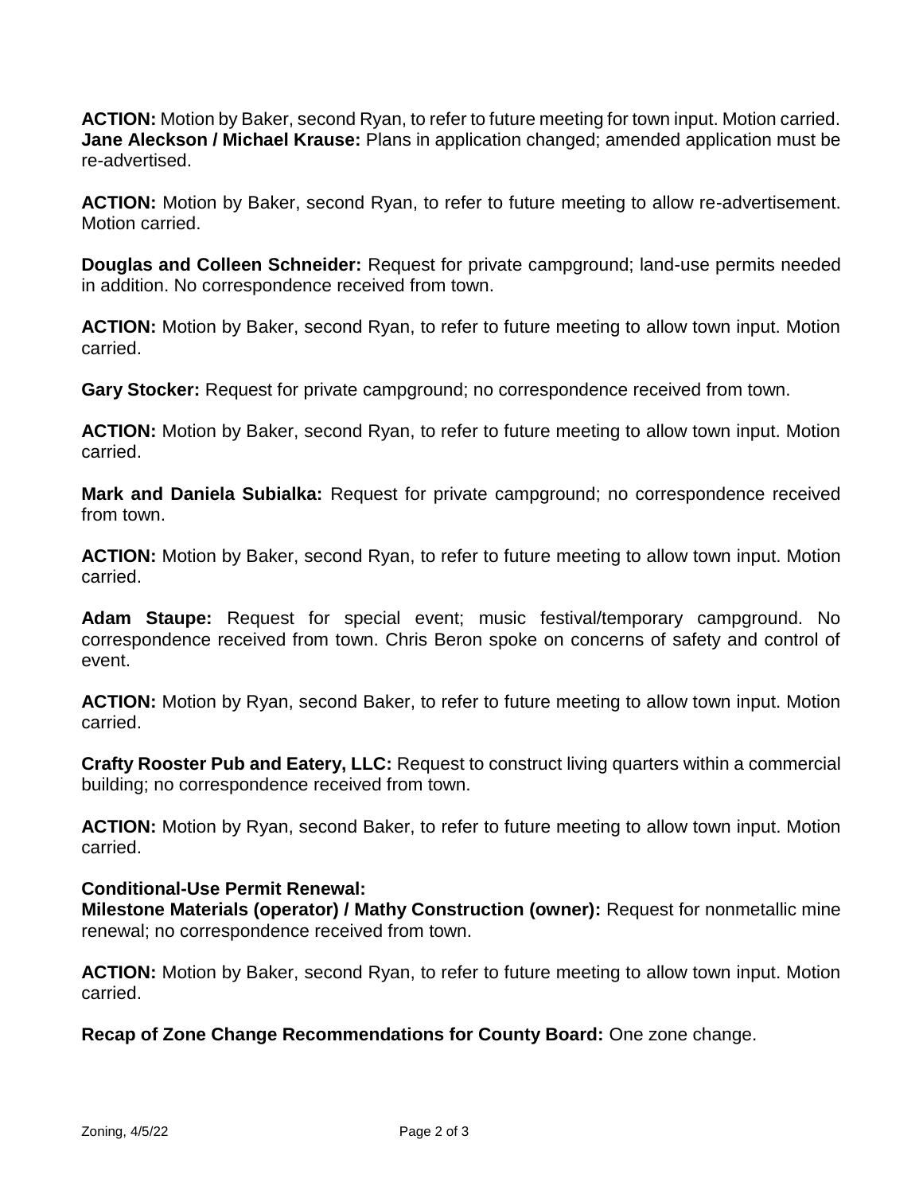**ACTION:** Motion by Baker, second Ryan, to refer to future meeting for town input. Motion carried.
**Jane Aleckson / Michael Krause:** Plans in application changed; amended application must be re-advertised.

**ACTION:** Motion by Baker, second Ryan, to refer to future meeting to allow re-advertisement. Motion carried.

**Douglas and Colleen Schneider:** Request for private campground; land-use permits needed in addition. No correspondence received from town.

**ACTION:** Motion by Baker, second Ryan, to refer to future meeting to allow town input. Motion carried.

**Gary Stocker:** Request for private campground; no correspondence received from town.

**ACTION:** Motion by Baker, second Ryan, to refer to future meeting to allow town input. Motion carried.

**Mark and Daniela Subialka:** Request for private campground; no correspondence received from town.

**ACTION:** Motion by Baker, second Ryan, to refer to future meeting to allow town input. Motion carried.

**Adam Staupe:** Request for special event; music festival/temporary campground. No correspondence received from town. Chris Beron spoke on concerns of safety and control of event.

**ACTION:** Motion by Ryan, second Baker, to refer to future meeting to allow town input. Motion carried.

**Crafty Rooster Pub and Eatery, LLC:** Request to construct living quarters within a commercial building; no correspondence received from town.

**ACTION:** Motion by Ryan, second Baker, to refer to future meeting to allow town input. Motion carried.

**Conditional-Use Permit Renewal:**
**Milestone Materials (operator) / Mathy Construction (owner):** Request for nonmetallic mine renewal; no correspondence received from town.

**ACTION:** Motion by Baker, second Ryan, to refer to future meeting to allow town input. Motion carried.

**Recap of Zone Change Recommendations for County Board:** One zone change.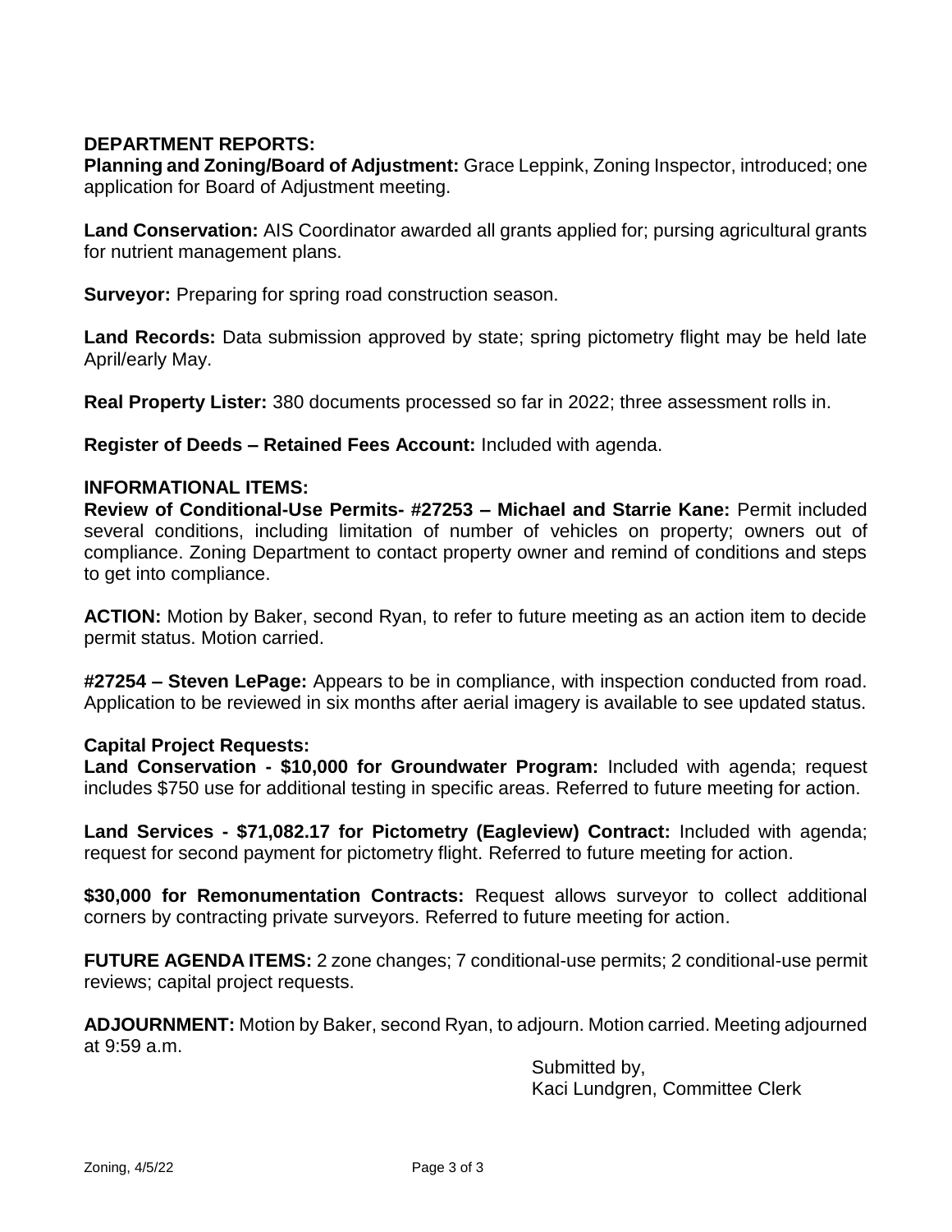**DEPARTMENT REPORTS:**

**Planning and Zoning/Board of Adjustment:** Grace Leppink, Zoning Inspector, introduced; one application for Board of Adjustment meeting.

**Land Conservation:** AIS Coordinator awarded all grants applied for; pursing agricultural grants for nutrient management plans.

**Surveyor:** Preparing for spring road construction season.

**Land Records:** Data submission approved by state; spring pictometry flight may be held late April/early May.

**Real Property Lister:** 380 documents processed so far in 2022; three assessment rolls in.

**Register of Deeds – Retained Fees Account:** Included with agenda.

**INFORMATIONAL ITEMS:**

**Review of Conditional-Use Permits- #27253 – Michael and Starrie Kane:** Permit included several conditions, including limitation of number of vehicles on property; owners out of compliance. Zoning Department to contact property owner and remind of conditions and steps to get into compliance.

**ACTION:** Motion by Baker, second Ryan, to refer to future meeting as an action item to decide permit status. Motion carried.

**#27254 – Steven LePage:** Appears to be in compliance, with inspection conducted from road. Application to be reviewed in six months after aerial imagery is available to see updated status.

**Capital Project Requests:**

**Land Conservation - $10,000 for Groundwater Program:** Included with agenda; request includes $750 use for additional testing in specific areas. Referred to future meeting for action.

**Land Services - $71,082.17 for Pictometry (Eagleview) Contract:** Included with agenda; request for second payment for pictometry flight. Referred to future meeting for action.

**$30,000 for Remonumentation Contracts:** Request allows surveyor to collect additional corners by contracting private surveyors. Referred to future meeting for action.

**FUTURE AGENDA ITEMS:** 2 zone changes; 7 conditional-use permits; 2 conditional-use permit reviews; capital project requests.

**ADJOURNMENT:** Motion by Baker, second Ryan, to adjourn. Motion carried. Meeting adjourned at 9:59 a.m.

Submitted by,
Kaci Lundgren, Committee Clerk